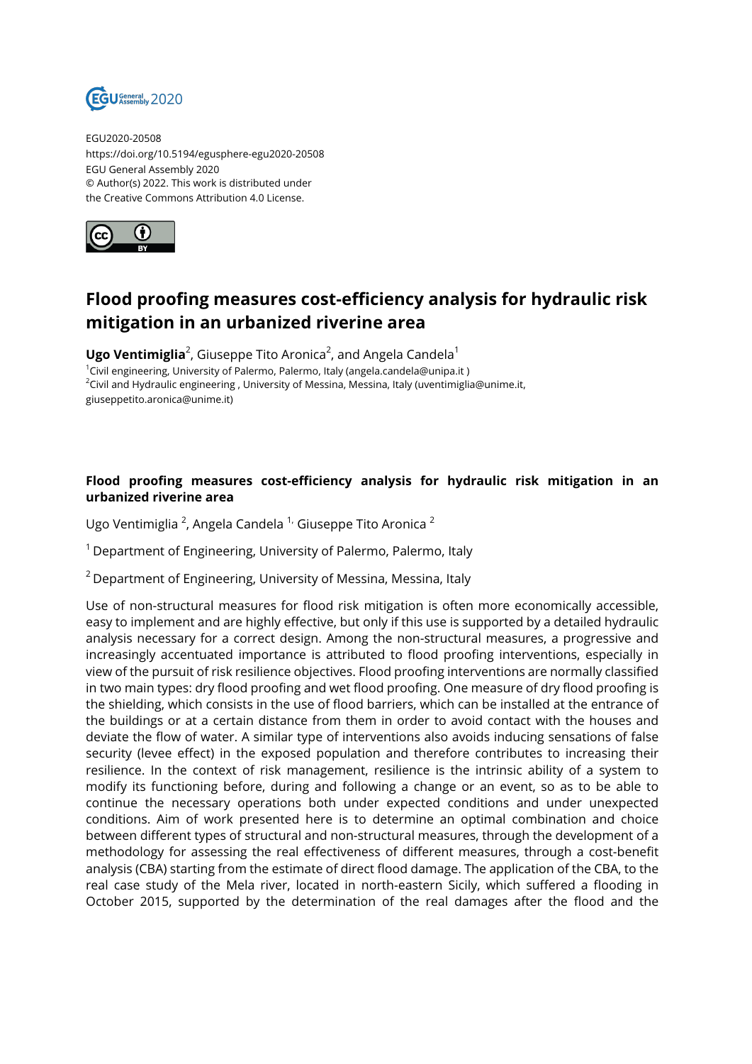EGU2020-20508
https://doi.org/10.5194/egusphere-egu2020-20508
EGU General Assembly 2020
© Author(s) 2022. This work is distributed under
the Creative Commons Attribution 4.0 License.

# Flood proofing measures cost-efficiency analysis for hydraulic risk mitigation in an urbanized riverine area

**Ugo Ventimiglia**[2], Giuseppe Tito Aronica[2], and Angela Candela[1]

[1]Civil engineering, University of Palermo, Palermo, Italy (angela.candela@unipa.it )
[2]Civil and Hydraulic engineering , University of Messina, Messina, Italy (uventimiglia@unime.it, giuseppetito.aronica@unime.it)

**Flood proofing measures cost-efficiency analysis for hydraulic risk mitigation in an urbanized riverine area**

Ugo Ventimiglia [2], Angela Candela [1,] Giuseppe Tito Aronica [2]

[1] Department of Engineering, University of Palermo, Palermo, Italy

[2] Department of Engineering, University of Messina, Messina, Italy

Use of non-structural measures for flood risk mitigation is often more economically accessible, easy to implement and are highly effective, but only if this use is supported by a detailed hydraulic analysis necessary for a correct design. Among the non-structural measures, a progressive and increasingly accentuated importance is attributed to flood proofing interventions, especially in view of the pursuit of risk resilience objectives. Flood proofing interventions are normally classified in two main types: dry flood proofing and wet flood proofing. One measure of dry flood proofing is the shielding, which consists in the use of flood barriers, which can be installed at the entrance of the buildings or at a certain distance from them in order to avoid contact with the houses and deviate the flow of water. A similar type of interventions also avoids inducing sensations of false security (levee effect) in the exposed population and therefore contributes to increasing their resilience. In the context of risk management, resilience is the intrinsic ability of a system to modify its functioning before, during and following a change or an event, so as to be able to continue the necessary operations both under expected conditions and under unexpected conditions. Aim of work presented here is to determine an optimal combination and choice between different types of structural and non-structural measures, through the development of a methodology for assessing the real effectiveness of different measures, through a cost-benefit analysis (CBA) starting from the estimate of direct flood damage. The application of the CBA, to the real case study of the Mela river, located in north-eastern Sicily, which suffered a flooding in October 2015, supported by the determination of the real damages after the flood and the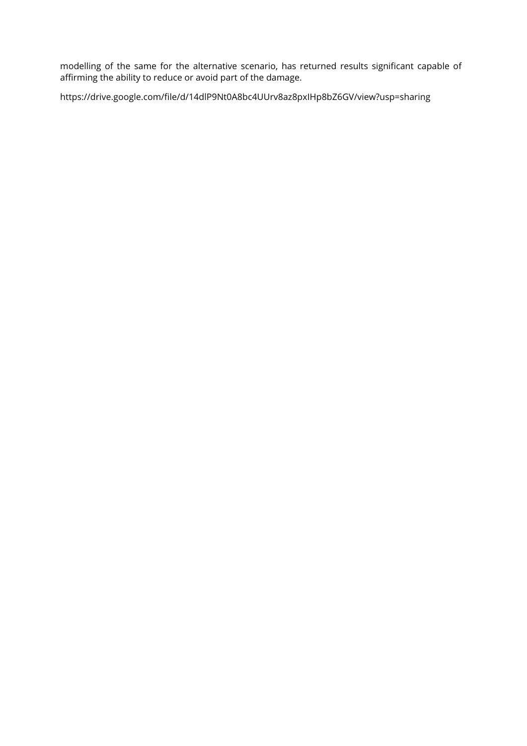modelling of the same for the alternative scenario, has returned results significant capable of affirming the ability to reduce or avoid part of the damage.

https://drive.google.com/file/d/14dlP9Nt0A8bc4UUrv8az8pxIHp8bZ6GV/view?usp=sharing